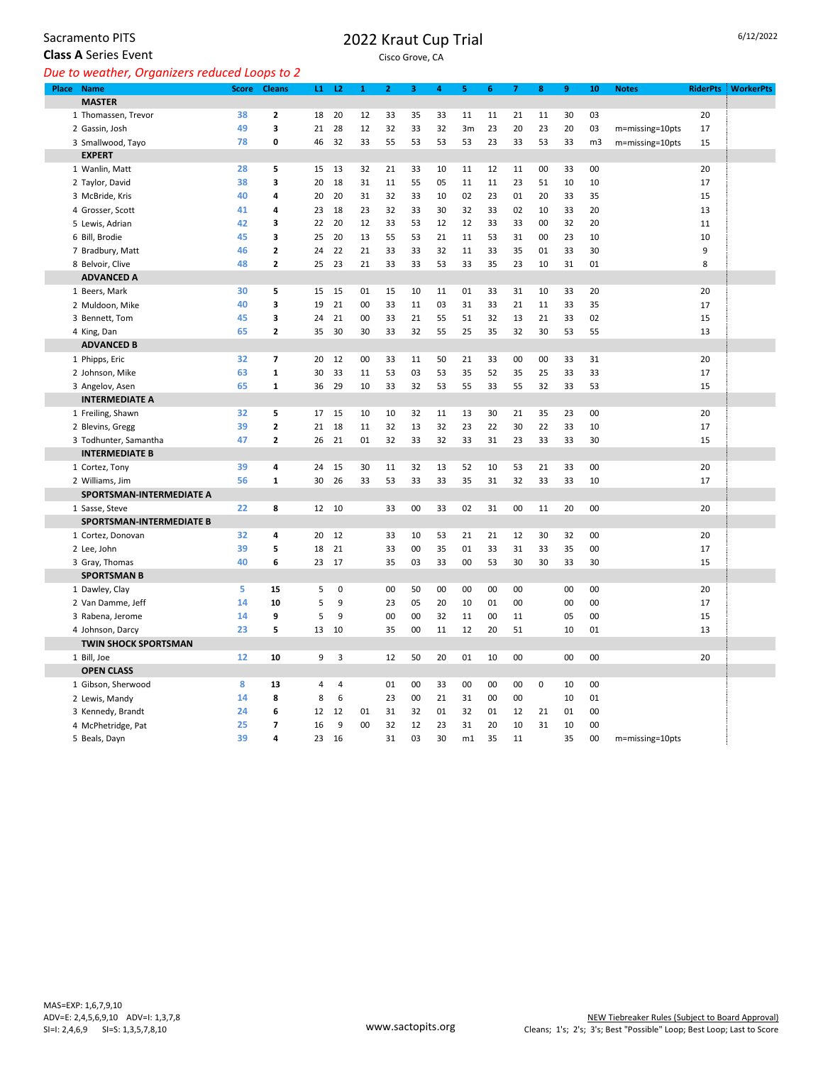Sacramento PITS

# 2022 Kraut Cup Trial

Cisco Grove, CA

6/12/2022

**Class A** Series Event

*Due to weather, Organizers reduced Loops to 2*

| Place | Name | Score | Cleans | L1 | L2 | 1 | 2 | 3 | 4 | 5 | 6 | 7 | 8 | 9 | 10 | Notes | RiderPts | WorkerPts |
|---|---|---|---|---|---|---|---|---|---|---|---|---|---|---|---|---|---|---|
| | **MASTER** | | | | | | | | | | | | | | | | | |
| 1 | Thomassen, Trevor | 38 | **2** | 18 | 20 | 12 | 33 | 35 | 33 | 11 | 11 | 21 | 11 | 30 | 03 | | 20 | |
| 2 | Gassin, Josh | 49 | **3** | 21 | 28 | 12 | 32 | 33 | 32 | 3m | 23 | 20 | 23 | 20 | 03 | m=missing=10pts | 17 | |
| 3 | Smallwood, Tayo | 78 | **0** | 46 | 32 | 33 | 55 | 53 | 53 | 53 | 23 | 33 | 53 | 33 | m3 | m=missing=10pts | 15 | |
| | **EXPERT** | | | | | | | | | | | | | | | | | |
| 1 | Wanlin, Matt | 28 | **5** | 15 | 13 | 32 | 21 | 33 | 10 | 11 | 12 | 11 | 00 | 33 | 00 | | 20 | |
| 2 | Taylor, David | 38 | **3** | 20 | 18 | 31 | 11 | 55 | 05 | 11 | 11 | 23 | 51 | 10 | 10 | | 17 | |
| 3 | McBride, Kris | 40 | **4** | 20 | 20 | 31 | 32 | 33 | 10 | 02 | 23 | 01 | 20 | 33 | 35 | | 15 | |
| 4 | Grosser, Scott | 41 | **4** | 23 | 18 | 23 | 32 | 33 | 30 | 32 | 33 | 02 | 10 | 33 | 20 | | 13 | |
| 5 | Lewis, Adrian | 42 | **3** | 22 | 20 | 12 | 33 | 53 | 12 | 12 | 33 | 33 | 00 | 32 | 20 | | 11 | |
| 6 | Bill, Brodie | 45 | **3** | 25 | 20 | 13 | 55 | 53 | 21 | 11 | 53 | 31 | 00 | 23 | 10 | | 10 | |
| 7 | Bradbury, Matt | 46 | **2** | 24 | 22 | 21 | 33 | 33 | 32 | 11 | 33 | 35 | 01 | 33 | 30 | | 9 | |
| 8 | Belvoir, Clive | 48 | **2** | 25 | 23 | 21 | 33 | 33 | 53 | 33 | 35 | 23 | 10 | 31 | 01 | | 8 | |
| | **ADVANCED A** | | | | | | | | | | | | | | | | | |
| 1 | Beers, Mark | 30 | **5** | 15 | 15 | 01 | 15 | 10 | 11 | 01 | 33 | 31 | 10 | 33 | 20 | | 20 | |
| 2 | Muldoon, Mike | 40 | **3** | 19 | 21 | 00 | 33 | 11 | 03 | 31 | 33 | 21 | 11 | 33 | 35 | | 17 | |
| 3 | Bennett, Tom | 45 | **3** | 24 | 21 | 00 | 33 | 21 | 55 | 51 | 32 | 13 | 21 | 33 | 02 | | 15 | |
| 4 | King, Dan | 65 | **2** | 35 | 30 | 30 | 33 | 32 | 55 | 25 | 35 | 32 | 30 | 53 | 55 | | 13 | |
| | **ADVANCED B** | | | | | | | | | | | | | | | | | |
| 1 | Phipps, Eric | 32 | **7** | 20 | 12 | 00 | 33 | 11 | 50 | 21 | 33 | 00 | 00 | 33 | 31 | | 20 | |
| 2 | Johnson, Mike | 63 | **1** | 30 | 33 | 11 | 53 | 03 | 53 | 35 | 52 | 35 | 25 | 33 | 33 | | 17 | |
| 3 | Angelov, Asen | 65 | **1** | 36 | 29 | 10 | 33 | 32 | 53 | 55 | 33 | 55 | 32 | 33 | 53 | | 15 | |
| | **INTERMEDIATE A** | | | | | | | | | | | | | | | | | |
| 1 | Freiling, Shawn | 32 | **5** | 17 | 15 | 10 | 10 | 32 | 11 | 13 | 30 | 21 | 35 | 23 | 00 | | 20 | |
| 2 | Blevins, Gregg | 39 | **2** | 21 | 18 | 11 | 32 | 13 | 32 | 23 | 22 | 30 | 22 | 33 | 10 | | 17 | |
| 3 | Todhunter, Samantha | 47 | **2** | 26 | 21 | 01 | 32 | 33 | 32 | 33 | 31 | 23 | 33 | 33 | 30 | | 15 | |
| | **INTERMEDIATE B** | | | | | | | | | | | | | | | | | |
| 1 | Cortez, Tony | 39 | **4** | 24 | 15 | 30 | 11 | 32 | 13 | 52 | 10 | 53 | 21 | 33 | 00 | | 20 | |
| 2 | Williams, Jim | 56 | **1** | 30 | 26 | 33 | 53 | 33 | 33 | 35 | 31 | 32 | 33 | 33 | 10 | | 17 | |
| | **SPORTSMAN-INTERMEDIATE A** | | | | | | | | | | | | | | | | | |
| 1 | Sasse, Steve | 22 | **8** | 12 | 10 | | 33 | 00 | 33 | 02 | 31 | 00 | 11 | 20 | 00 | | 20 | |
| | **SPORTSMAN-INTERMEDIATE B** | | | | | | | | | | | | | | | | | |
| 1 | Cortez, Donovan | 32 | **4** | 20 | 12 | | 33 | 10 | 53 | 21 | 21 | 12 | 30 | 32 | 00 | | 20 | |
| 2 | Lee, John | 39 | **5** | 18 | 21 | | 33 | 00 | 35 | 01 | 33 | 31 | 33 | 35 | 00 | | 17 | |
| 3 | Gray, Thomas | 40 | **6** | 23 | 17 | | 35 | 03 | 33 | 00 | 53 | 30 | 30 | 33 | 30 | | 15 | |
| | **SPORTSMAN B** | | | | | | | | | | | | | | | | | |
| 1 | Dawley, Clay | 5 | **15** | 5 | 0 | | 00 | 50 | 00 | 00 | 00 | 00 | | 00 | 00 | | 20 | |
| 2 | Van Damme, Jeff | 14 | **10** | 5 | 9 | | 23 | 05 | 20 | 10 | 01 | 00 | | 00 | 00 | | 17 | |
| 3 | Rabena, Jerome | 14 | **9** | 5 | 9 | | 00 | 00 | 32 | 11 | 00 | 11 | | 05 | 00 | | 15 | |
| 4 | Johnson, Darcy | 23 | **5** | 13 | 10 | | 35 | 00 | 11 | 12 | 20 | 51 | | 10 | 01 | | 13 | |
| | **TWIN SHOCK SPORTSMAN** | | | | | | | | | | | | | | | | | |
| 1 | Bill, Joe | 12 | **10** | 9 | 3 | | 12 | 50 | 20 | 01 | 10 | 00 | | 00 | 00 | | 20 | |
| | **OPEN CLASS** | | | | | | | | | | | | | | | | | |
| 1 | Gibson, Sherwood | 8 | **13** | 4 | 4 | | 01 | 00 | 33 | 00 | 00 | 00 | 0 | 10 | 00 | | | |
| 2 | Lewis, Mandy | 14 | **8** | 8 | 6 | | 23 | 00 | 21 | 31 | 00 | 00 | | 10 | 01 | | | |
| 3 | Kennedy, Brandt | 24 | **6** | 12 | 12 | 01 | 31 | 32 | 01 | 32 | 01 | 12 | 21 | 01 | 00 | | | |
| 4 | McPhetridge, Pat | 25 | **7** | 16 | 9 | 00 | 32 | 12 | 23 | 31 | 20 | 10 | 31 | 10 | 00 | | | |
| 5 | Beals, Dayn | 39 | **4** | 23 | 16 | | 31 | 03 | 30 | m1 | 35 | 11 | | 35 | 00 | m=missing=10pts | | |

MAS=EXP: 1,6,7,9,10
ADV=E: 2,4,5,6,9,10 ADV=I: 1,3,7,8
SI=I: 2,4,6,9 SI=S: 1,3,5,7,8,10

www.sactopits.org

NEW Tiebreaker Rules (Subject to Board Approval)
Cleans; 1's; 2's; 3's; Best "Possible" Loop; Best Loop; Last to Score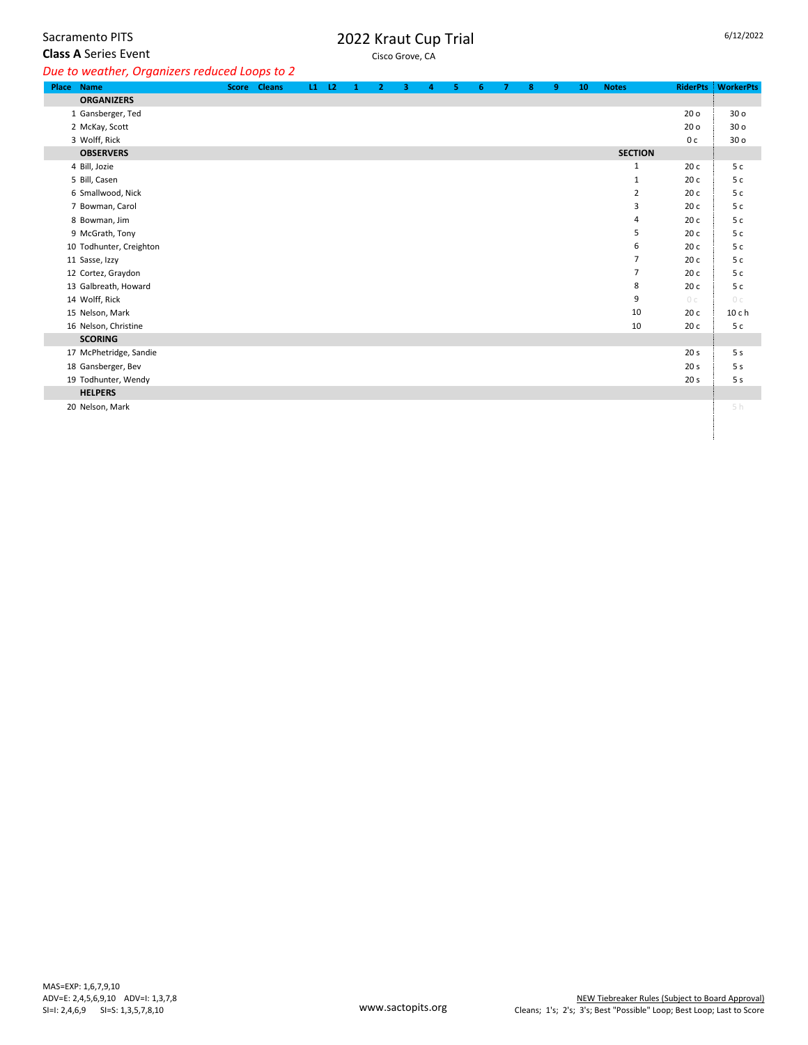Sacramento PITS

**Class A** Series Event

# 2022 Kraut Cup Trial

Cisco Grove, CA

6/12/2022

*Due to weather, Organizers reduced Loops to 2*

| Place | Name | Score | Cleans | L1 | L2 | 1 | 2 | 3 | 4 | 5 | 6 | 7 | 8 | 9 | 10 | Notes | RiderPts | WorkerPts |
|---|---|---|---|---|---|---|---|---|---|---|---|---|---|---|---|---|---|---|
| | **ORGANIZERS** | | | | | | | | | | | | | | | | | |
| 1 | Gansberger, Ted | | | | | | | | | | | | | | | | 20 o | 30 o |
| 2 | McKay, Scott | | | | | | | | | | | | | | | | 20 o | 30 o |
| 3 | Wolff, Rick | | | | | | | | | | | | | | | | 0 c | 30 o |
| | **OBSERVERS** | | | | | | | | | | | | | | | **SECTION** | | |
| 4 | Bill, Jozie | | | | | | | | | | | | | | | 1 | 20 c | 5 c |
| 5 | Bill, Casen | | | | | | | | | | | | | | | 1 | 20 c | 5 c |
| 6 | Smallwood, Nick | | | | | | | | | | | | | | | 2 | 20 c | 5 c |
| 7 | Bowman, Carol | | | | | | | | | | | | | | | 3 | 20 c | 5 c |
| 8 | Bowman, Jim | | | | | | | | | | | | | | | 4 | 20 c | 5 c |
| 9 | McGrath, Tony | | | | | | | | | | | | | | | 5 | 20 c | 5 c |
| 10 | Todhunter, Creighton | | | | | | | | | | | | | | | 6 | 20 c | 5 c |
| 11 | Sasse, Izzy | | | | | | | | | | | | | | | 7 | 20 c | 5 c |
| 12 | Cortez, Graydon | | | | | | | | | | | | | | | 7 | 20 c | 5 c |
| 13 | Galbreath, Howard | | | | | | | | | | | | | | | 8 | 20 c | 5 c |
| 14 | Wolff, Rick | | | | | | | | | | | | | | | 9 | 0 c | 0 c |
| 15 | Nelson, Mark | | | | | | | | | | | | | | | 10 | 20 c | 10 c h |
| 16 | Nelson, Christine | | | | | | | | | | | | | | | 10 | 20 c | 5 c |
| | **SCORING** | | | | | | | | | | | | | | | | | |
| 17 | McPhetridge, Sandie | | | | | | | | | | | | | | | | 20 s | 5 s |
| 18 | Gansberger, Bev | | | | | | | | | | | | | | | | 20 s | 5 s |
| 19 | Todhunter, Wendy | | | | | | | | | | | | | | | | 20 s | 5 s |
| | **HELPERS** | | | | | | | | | | | | | | | | | |
| 20 | Nelson, Mark | | | | | | | | | | | | | | | | | 5 h |

MAS=EXP: 1,6,7,9,10
ADV=E: 2,4,5,6,9,10 ADV=I: 1,3,7,8
SI=I: 2,4,6,9 SI=S: 1,3,5,7,8,10

www.sactopits.org

NEW Tiebreaker Rules (Subject to Board Approval)
Cleans; 1's; 2's; 3's; Best "Possible" Loop; Best Loop; Last to Score